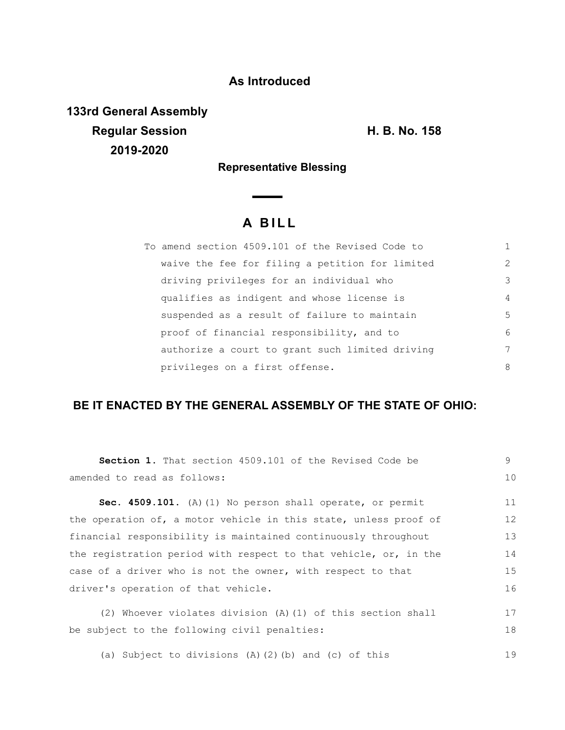**As Introduced**

**133rd General Assembly**
**Regular Session**
**2019-2020**

**H. B. No. 158**

**Representative Blessing**

# A BILL

To amend section 4509.101 of the Revised Code to waive the fee for filing a petition for limited driving privileges for an individual who qualifies as indigent and whose license is suspended as a result of failure to maintain proof of financial responsibility, and to authorize a court to grant such limited driving privileges on a first offense.

**BE IT ENACTED BY THE GENERAL ASSEMBLY OF THE STATE OF OHIO:**

**Section 1.** That section 4509.101 of the Revised Code be amended to read as follows:

**Sec. 4509.101.** (A)(1) No person shall operate, or permit the operation of, a motor vehicle in this state, unless proof of financial responsibility is maintained continuously throughout the registration period with respect to that vehicle, or, in the case of a driver who is not the owner, with respect to that driver's operation of that vehicle.

(2) Whoever violates division (A)(1) of this section shall be subject to the following civil penalties:

(a) Subject to divisions (A)(2)(b) and (c) of this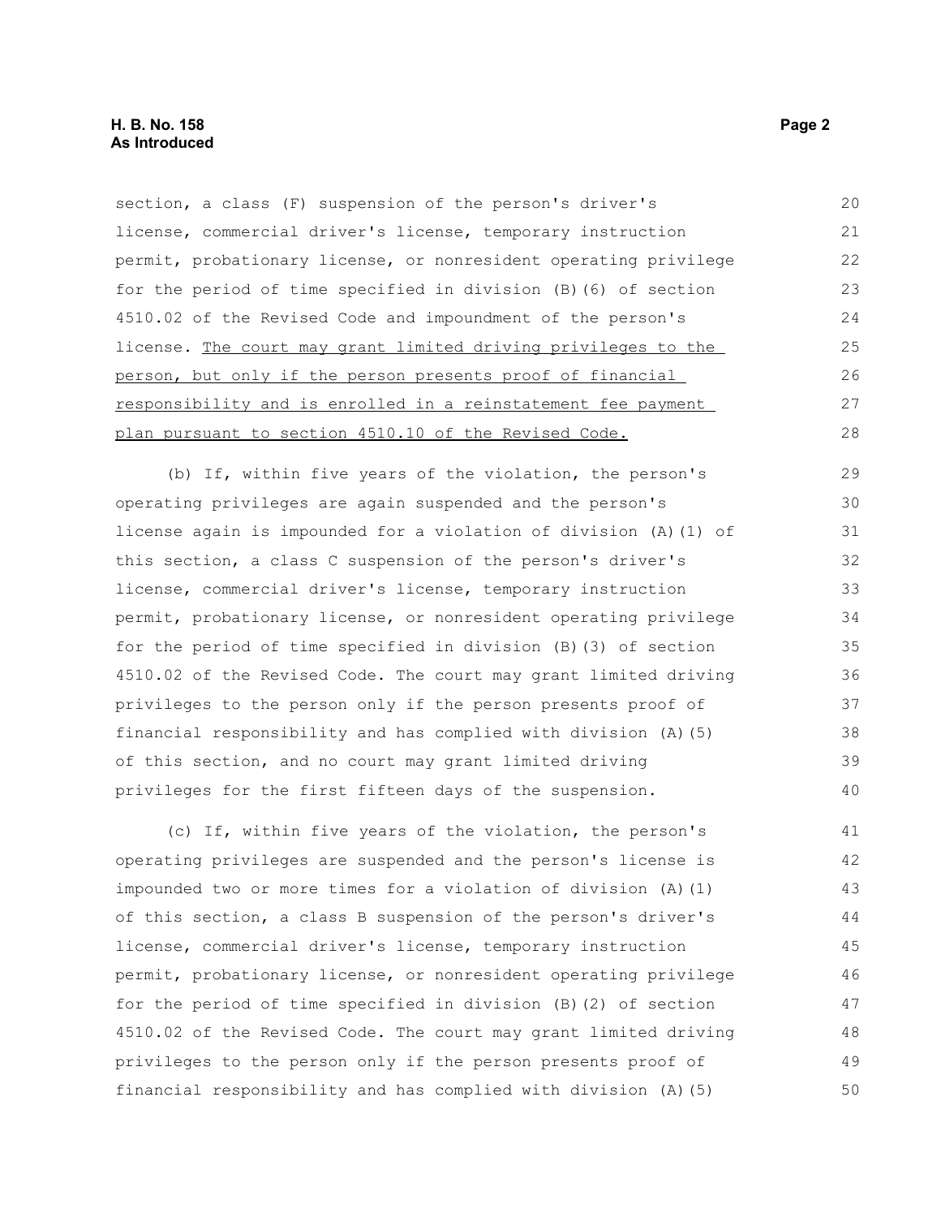section, a class (F) suspension of the person's driver's license, commercial driver's license, temporary instruction permit, probationary license, or nonresident operating privilege for the period of time specified in division (B)(6) of section 4510.02 of the Revised Code and impoundment of the person's license. <u>The court may grant limited driving privileges to the person, but only if the person presents proof of financial responsibility and is enrolled in a reinstatement fee payment plan pursuant to section 4510.10 of the Revised Code.</u>

(b) If, within five years of the violation, the person's operating privileges are again suspended and the person's license again is impounded for a violation of division (A)(1) of this section, a class C suspension of the person's driver's license, commercial driver's license, temporary instruction permit, probationary license, or nonresident operating privilege for the period of time specified in division (B)(3) of section 4510.02 of the Revised Code. The court may grant limited driving privileges to the person only if the person presents proof of financial responsibility and has complied with division (A)(5) of this section, and no court may grant limited driving privileges for the first fifteen days of the suspension.

(c) If, within five years of the violation, the person's operating privileges are suspended and the person's license is impounded two or more times for a violation of division (A)(1) of this section, a class B suspension of the person's driver's license, commercial driver's license, temporary instruction permit, probationary license, or nonresident operating privilege for the period of time specified in division (B)(2) of section 4510.02 of the Revised Code. The court may grant limited driving privileges to the person only if the person presents proof of financial responsibility and has complied with division (A)(5)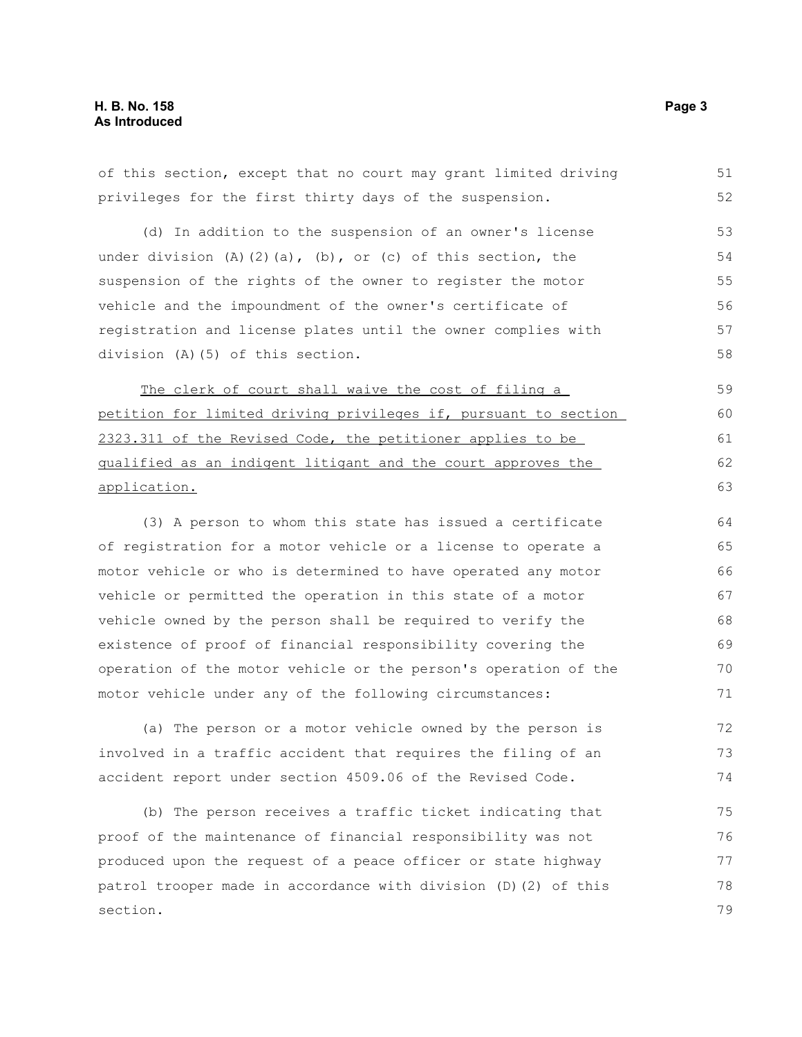of this section, except that no court may grant limited driving privileges for the first thirty days of the suspension.

(d) In addition to the suspension of an owner's license under division (A)(2)(a), (b), or (c) of this section, the suspension of the rights of the owner to register the motor vehicle and the impoundment of the owner's certificate of registration and license plates until the owner complies with division (A)(5) of this section.

<u>The clerk of court shall waive the cost of filing a petition for limited driving privileges if, pursuant to section 2323.311 of the Revised Code, the petitioner applies to be qualified as an indigent litigant and the court approves the application.</u>

(3) A person to whom this state has issued a certificate of registration for a motor vehicle or a license to operate a motor vehicle or who is determined to have operated any motor vehicle or permitted the operation in this state of a motor vehicle owned by the person shall be required to verify the existence of proof of financial responsibility covering the operation of the motor vehicle or the person's operation of the motor vehicle under any of the following circumstances:

(a) The person or a motor vehicle owned by the person is involved in a traffic accident that requires the filing of an accident report under section 4509.06 of the Revised Code.

(b) The person receives a traffic ticket indicating that proof of the maintenance of financial responsibility was not produced upon the request of a peace officer or state highway patrol trooper made in accordance with division (D)(2) of this section.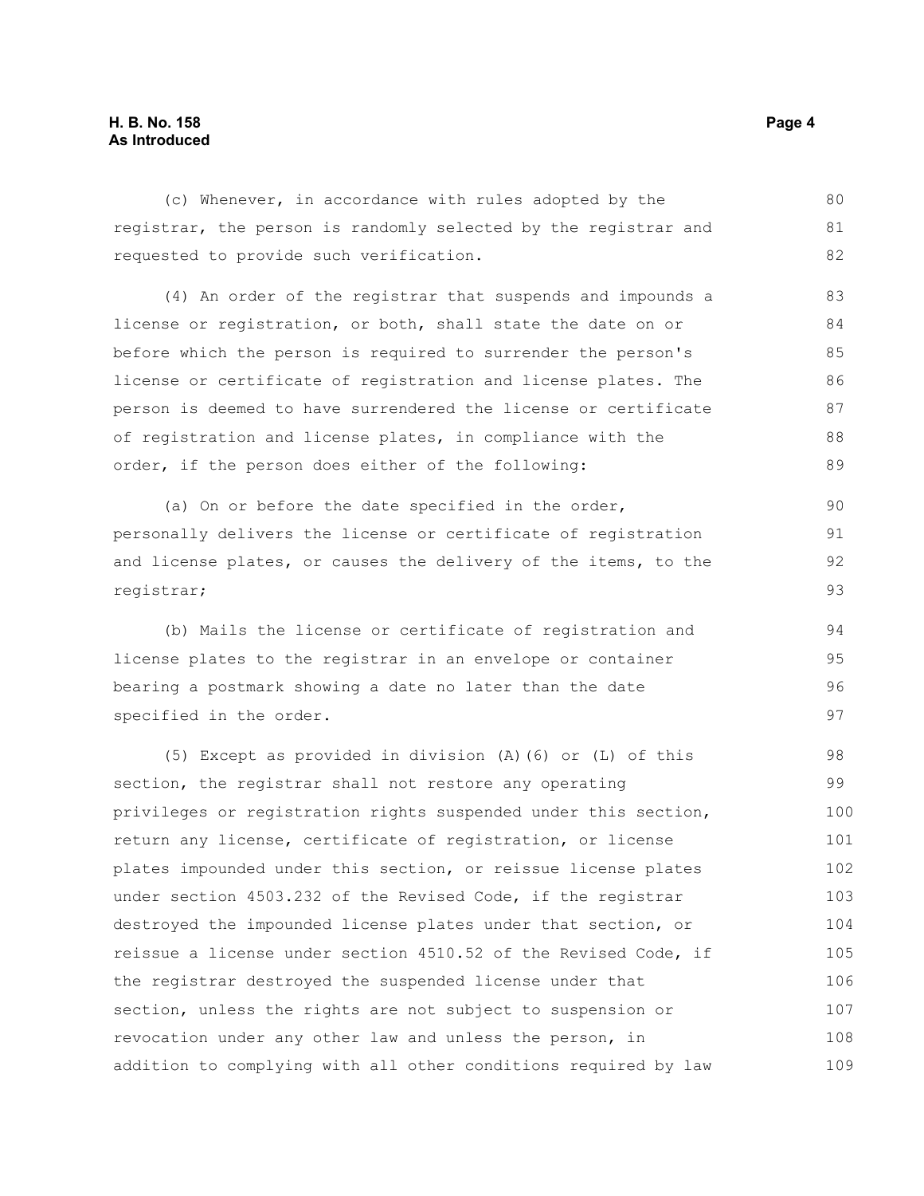(c) Whenever, in accordance with rules adopted by the registrar, the person is randomly selected by the registrar and requested to provide such verification.

(4) An order of the registrar that suspends and impounds a license or registration, or both, shall state the date on or before which the person is required to surrender the person's license or certificate of registration and license plates. The person is deemed to have surrendered the license or certificate of registration and license plates, in compliance with the order, if the person does either of the following:

(a) On or before the date specified in the order, personally delivers the license or certificate of registration and license plates, or causes the delivery of the items, to the registrar;

(b) Mails the license or certificate of registration and license plates to the registrar in an envelope or container bearing a postmark showing a date no later than the date specified in the order.

(5) Except as provided in division (A)(6) or (L) of this section, the registrar shall not restore any operating privileges or registration rights suspended under this section, return any license, certificate of registration, or license plates impounded under this section, or reissue license plates under section 4503.232 of the Revised Code, if the registrar destroyed the impounded license plates under that section, or reissue a license under section 4510.52 of the Revised Code, if the registrar destroyed the suspended license under that section, unless the rights are not subject to suspension or revocation under any other law and unless the person, in addition to complying with all other conditions required by law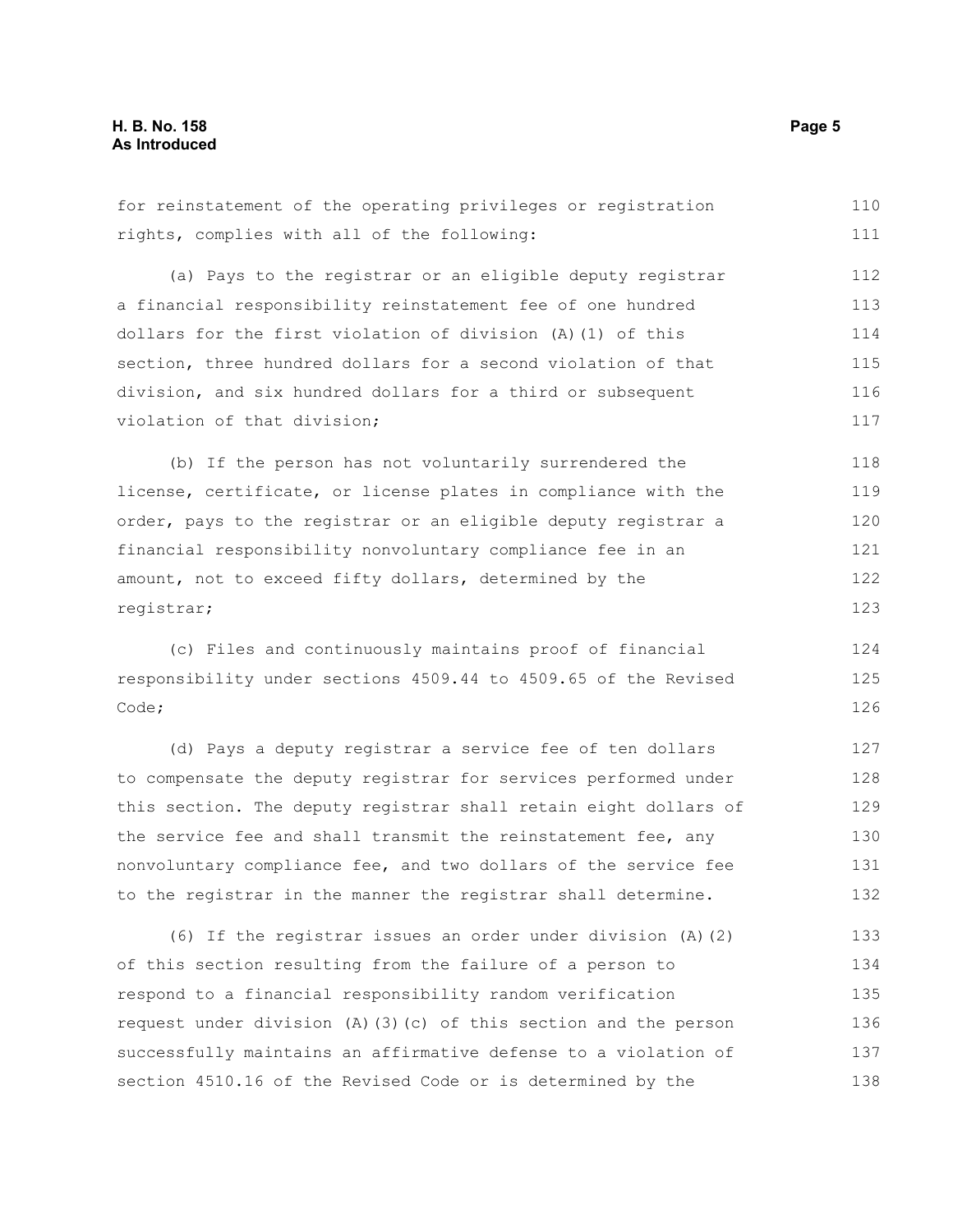for reinstatement of the operating privileges or registration rights, complies with all of the following:

(a) Pays to the registrar or an eligible deputy registrar a financial responsibility reinstatement fee of one hundred dollars for the first violation of division (A)(1) of this section, three hundred dollars for a second violation of that division, and six hundred dollars for a third or subsequent violation of that division;

(b) If the person has not voluntarily surrendered the license, certificate, or license plates in compliance with the order, pays to the registrar or an eligible deputy registrar a financial responsibility nonvoluntary compliance fee in an amount, not to exceed fifty dollars, determined by the registrar;

(c) Files and continuously maintains proof of financial responsibility under sections 4509.44 to 4509.65 of the Revised Code;

(d) Pays a deputy registrar a service fee of ten dollars to compensate the deputy registrar for services performed under this section. The deputy registrar shall retain eight dollars of the service fee and shall transmit the reinstatement fee, any nonvoluntary compliance fee, and two dollars of the service fee to the registrar in the manner the registrar shall determine.

(6) If the registrar issues an order under division (A)(2) of this section resulting from the failure of a person to respond to a financial responsibility random verification request under division (A)(3)(c) of this section and the person successfully maintains an affirmative defense to a violation of section 4510.16 of the Revised Code or is determined by the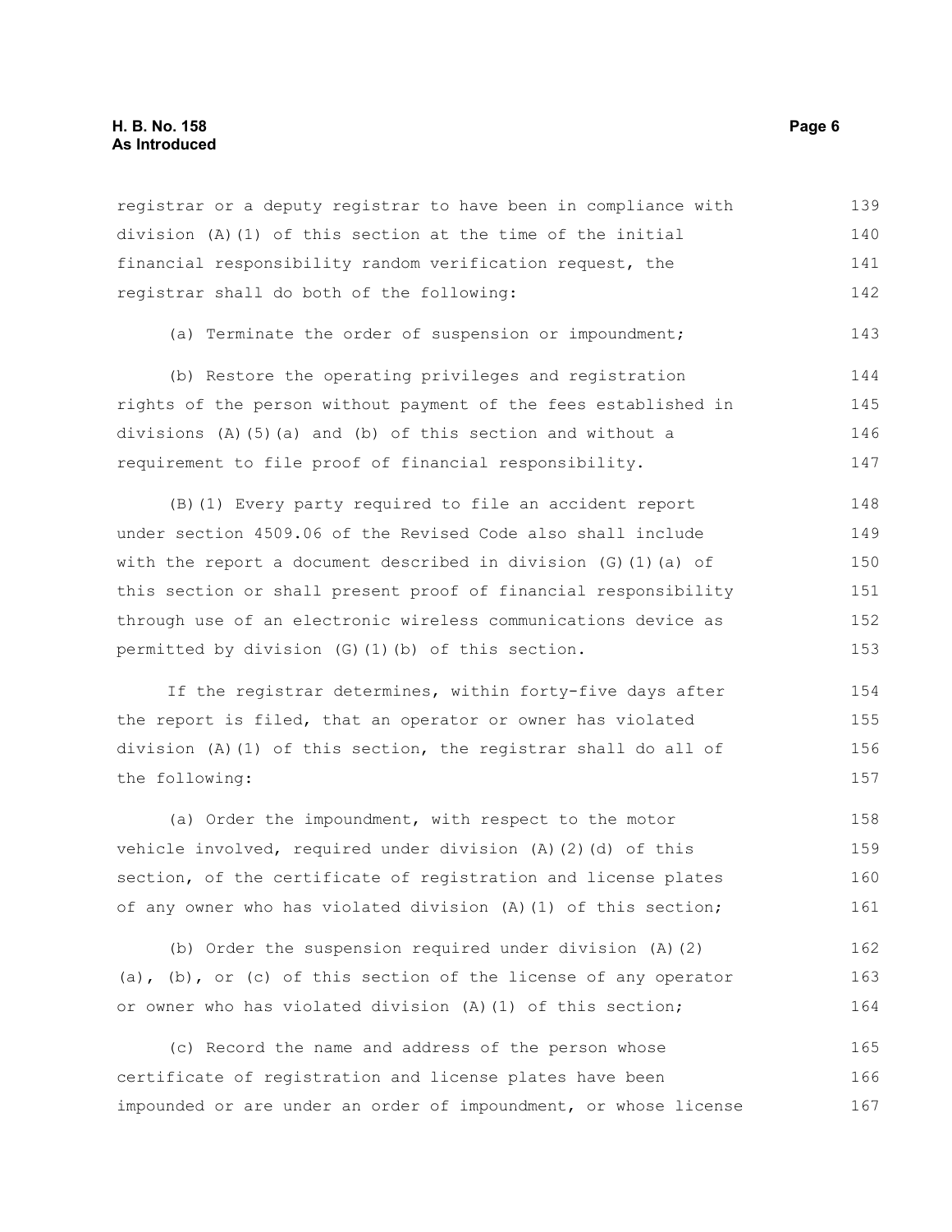registrar or a deputy registrar to have been in compliance with division (A)(1) of this section at the time of the initial financial responsibility random verification request, the registrar shall do both of the following:

(a) Terminate the order of suspension or impoundment;

(b) Restore the operating privileges and registration rights of the person without payment of the fees established in divisions (A)(5)(a) and (b) of this section and without a requirement to file proof of financial responsibility.

(B)(1) Every party required to file an accident report under section 4509.06 of the Revised Code also shall include with the report a document described in division (G)(1)(a) of this section or shall present proof of financial responsibility through use of an electronic wireless communications device as permitted by division (G)(1)(b) of this section.

If the registrar determines, within forty-five days after the report is filed, that an operator or owner has violated division (A)(1) of this section, the registrar shall do all of the following:

(a) Order the impoundment, with respect to the motor vehicle involved, required under division (A)(2)(d) of this section, of the certificate of registration and license plates of any owner who has violated division (A)(1) of this section;

(b) Order the suspension required under division (A)(2)(a), (b), or (c) of this section of the license of any operator or owner who has violated division (A)(1) of this section;

(c) Record the name and address of the person whose certificate of registration and license plates have been impounded or are under an order of impoundment, or whose license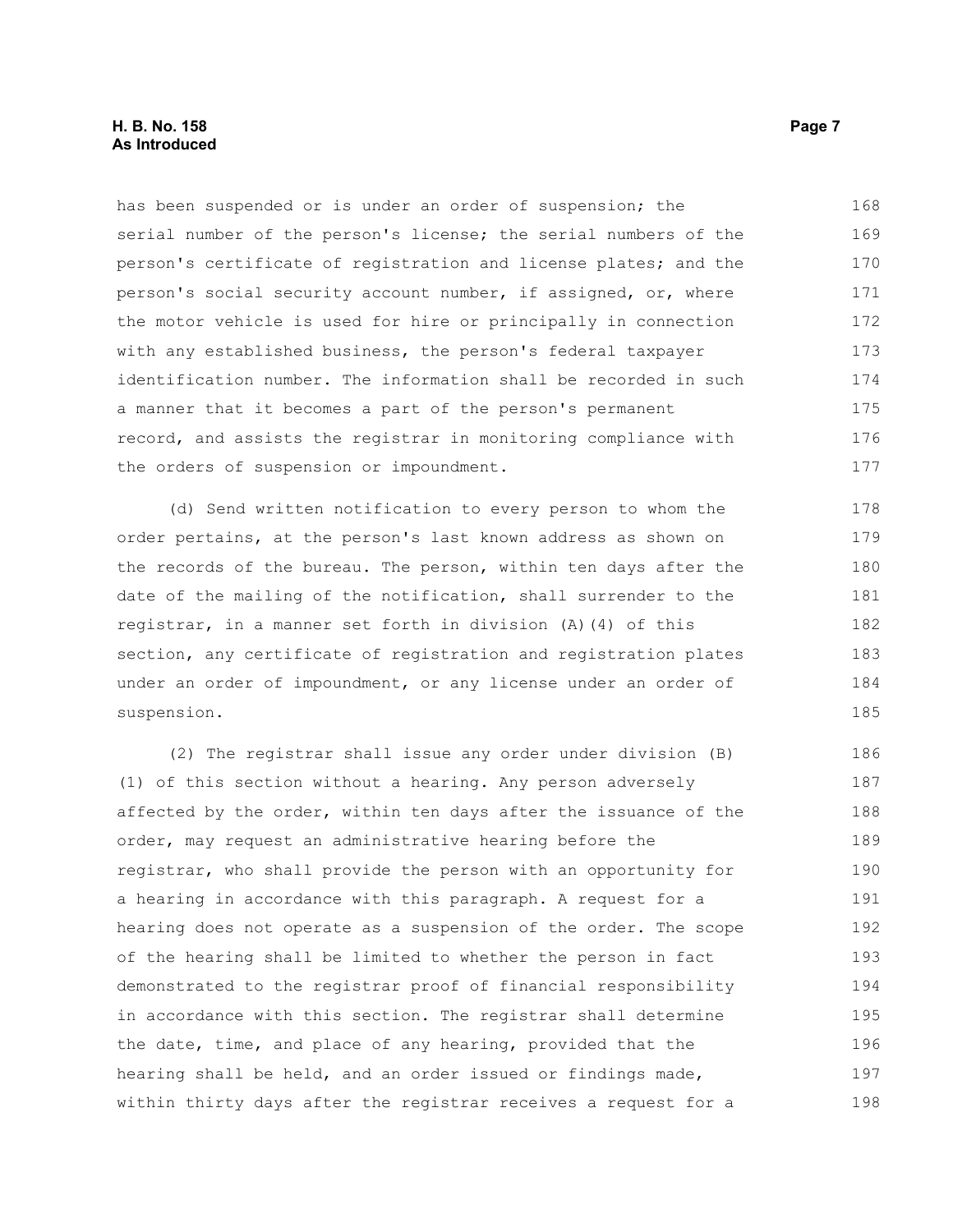has been suspended or is under an order of suspension; the serial number of the person's license; the serial numbers of the person's certificate of registration and license plates; and the person's social security account number, if assigned, or, where the motor vehicle is used for hire or principally in connection with any established business, the person's federal taxpayer identification number. The information shall be recorded in such a manner that it becomes a part of the person's permanent record, and assists the registrar in monitoring compliance with the orders of suspension or impoundment.

(d) Send written notification to every person to whom the order pertains, at the person's last known address as shown on the records of the bureau. The person, within ten days after the date of the mailing of the notification, shall surrender to the registrar, in a manner set forth in division (A)(4) of this section, any certificate of registration and registration plates under an order of impoundment, or any license under an order of suspension.

(2) The registrar shall issue any order under division (B)(1) of this section without a hearing. Any person adversely affected by the order, within ten days after the issuance of the order, may request an administrative hearing before the registrar, who shall provide the person with an opportunity for a hearing in accordance with this paragraph. A request for a hearing does not operate as a suspension of the order. The scope of the hearing shall be limited to whether the person in fact demonstrated to the registrar proof of financial responsibility in accordance with this section. The registrar shall determine the date, time, and place of any hearing, provided that the hearing shall be held, and an order issued or findings made, within thirty days after the registrar receives a request for a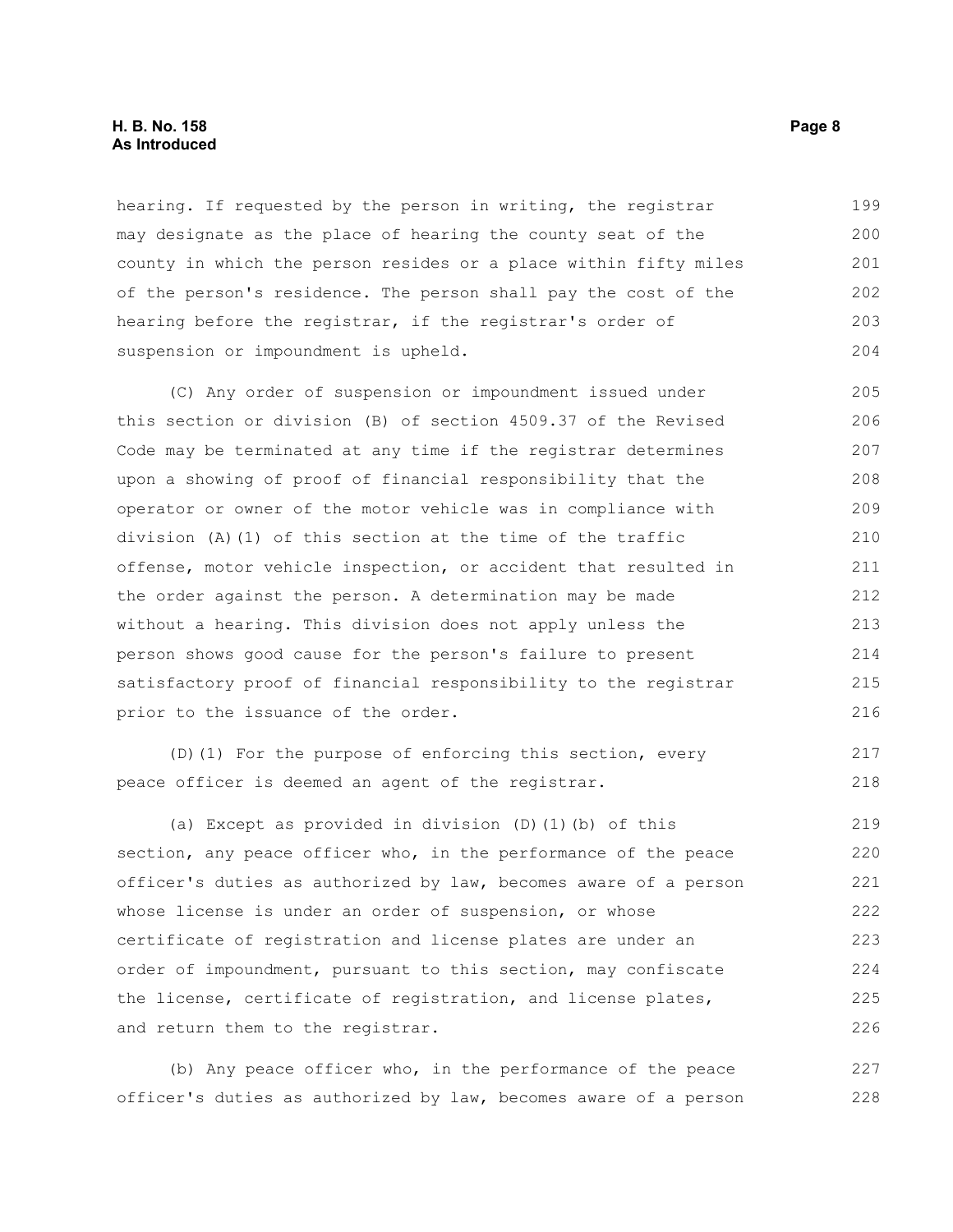hearing. If requested by the person in writing, the registrar may designate as the place of hearing the county seat of the county in which the person resides or a place within fifty miles of the person's residence. The person shall pay the cost of the hearing before the registrar, if the registrar's order of suspension or impoundment is upheld.

(C) Any order of suspension or impoundment issued under this section or division (B) of section 4509.37 of the Revised Code may be terminated at any time if the registrar determines upon a showing of proof of financial responsibility that the operator or owner of the motor vehicle was in compliance with division (A)(1) of this section at the time of the traffic offense, motor vehicle inspection, or accident that resulted in the order against the person. A determination may be made without a hearing. This division does not apply unless the person shows good cause for the person's failure to present satisfactory proof of financial responsibility to the registrar prior to the issuance of the order.

(D)(1) For the purpose of enforcing this section, every peace officer is deemed an agent of the registrar.

(a) Except as provided in division (D)(1)(b) of this section, any peace officer who, in the performance of the peace officer's duties as authorized by law, becomes aware of a person whose license is under an order of suspension, or whose certificate of registration and license plates are under an order of impoundment, pursuant to this section, may confiscate the license, certificate of registration, and license plates, and return them to the registrar.

(b) Any peace officer who, in the performance of the peace officer's duties as authorized by law, becomes aware of a person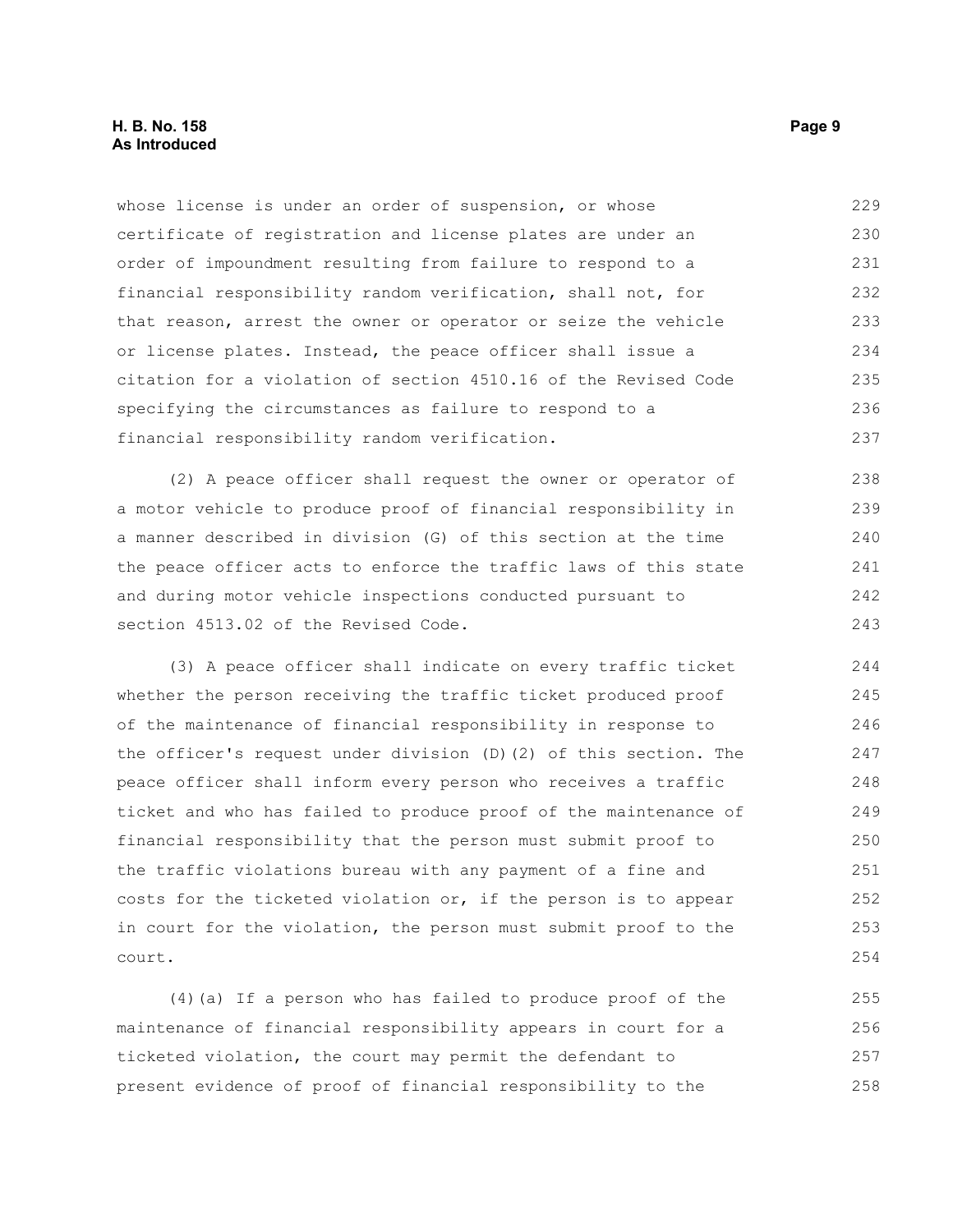whose license is under an order of suspension, or whose certificate of registration and license plates are under an order of impoundment resulting from failure to respond to a financial responsibility random verification, shall not, for that reason, arrest the owner or operator or seize the vehicle or license plates. Instead, the peace officer shall issue a citation for a violation of section 4510.16 of the Revised Code specifying the circumstances as failure to respond to a financial responsibility random verification.

(2) A peace officer shall request the owner or operator of a motor vehicle to produce proof of financial responsibility in a manner described in division (G) of this section at the time the peace officer acts to enforce the traffic laws of this state and during motor vehicle inspections conducted pursuant to section 4513.02 of the Revised Code.

(3) A peace officer shall indicate on every traffic ticket whether the person receiving the traffic ticket produced proof of the maintenance of financial responsibility in response to the officer's request under division (D)(2) of this section. The peace officer shall inform every person who receives a traffic ticket and who has failed to produce proof of the maintenance of financial responsibility that the person must submit proof to the traffic violations bureau with any payment of a fine and costs for the ticketed violation or, if the person is to appear in court for the violation, the person must submit proof to the court.

(4)(a) If a person who has failed to produce proof of the maintenance of financial responsibility appears in court for a ticketed violation, the court may permit the defendant to present evidence of proof of financial responsibility to the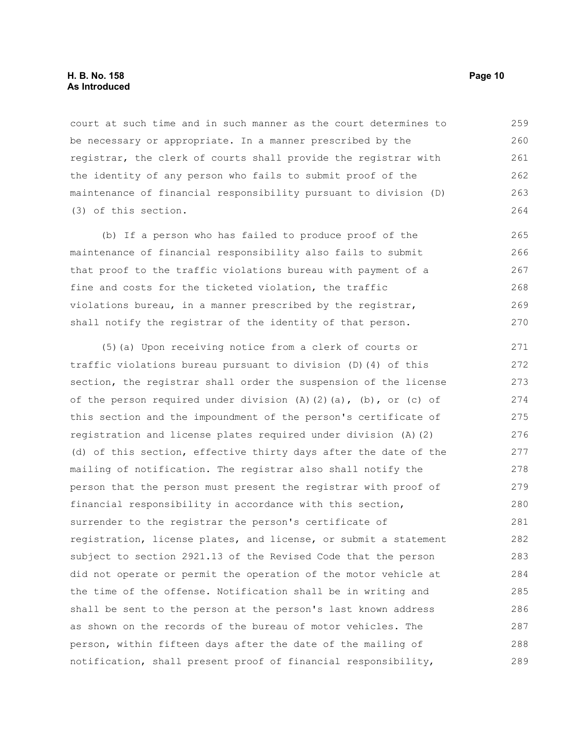court at such time and in such manner as the court determines to be necessary or appropriate. In a manner prescribed by the registrar, the clerk of courts shall provide the registrar with the identity of any person who fails to submit proof of the maintenance of financial responsibility pursuant to division (D)(3) of this section.

(b) If a person who has failed to produce proof of the maintenance of financial responsibility also fails to submit that proof to the traffic violations bureau with payment of a fine and costs for the ticketed violation, the traffic violations bureau, in a manner prescribed by the registrar, shall notify the registrar of the identity of that person.

(5)(a) Upon receiving notice from a clerk of courts or traffic violations bureau pursuant to division (D)(4) of this section, the registrar shall order the suspension of the license of the person required under division (A)(2)(a), (b), or (c) of this section and the impoundment of the person's certificate of registration and license plates required under division (A)(2)(d) of this section, effective thirty days after the date of the mailing of notification. The registrar also shall notify the person that the person must present the registrar with proof of financial responsibility in accordance with this section, surrender to the registrar the person's certificate of registration, license plates, and license, or submit a statement subject to section 2921.13 of the Revised Code that the person did not operate or permit the operation of the motor vehicle at the time of the offense. Notification shall be in writing and shall be sent to the person at the person's last known address as shown on the records of the bureau of motor vehicles. The person, within fifteen days after the date of the mailing of notification, shall present proof of financial responsibility,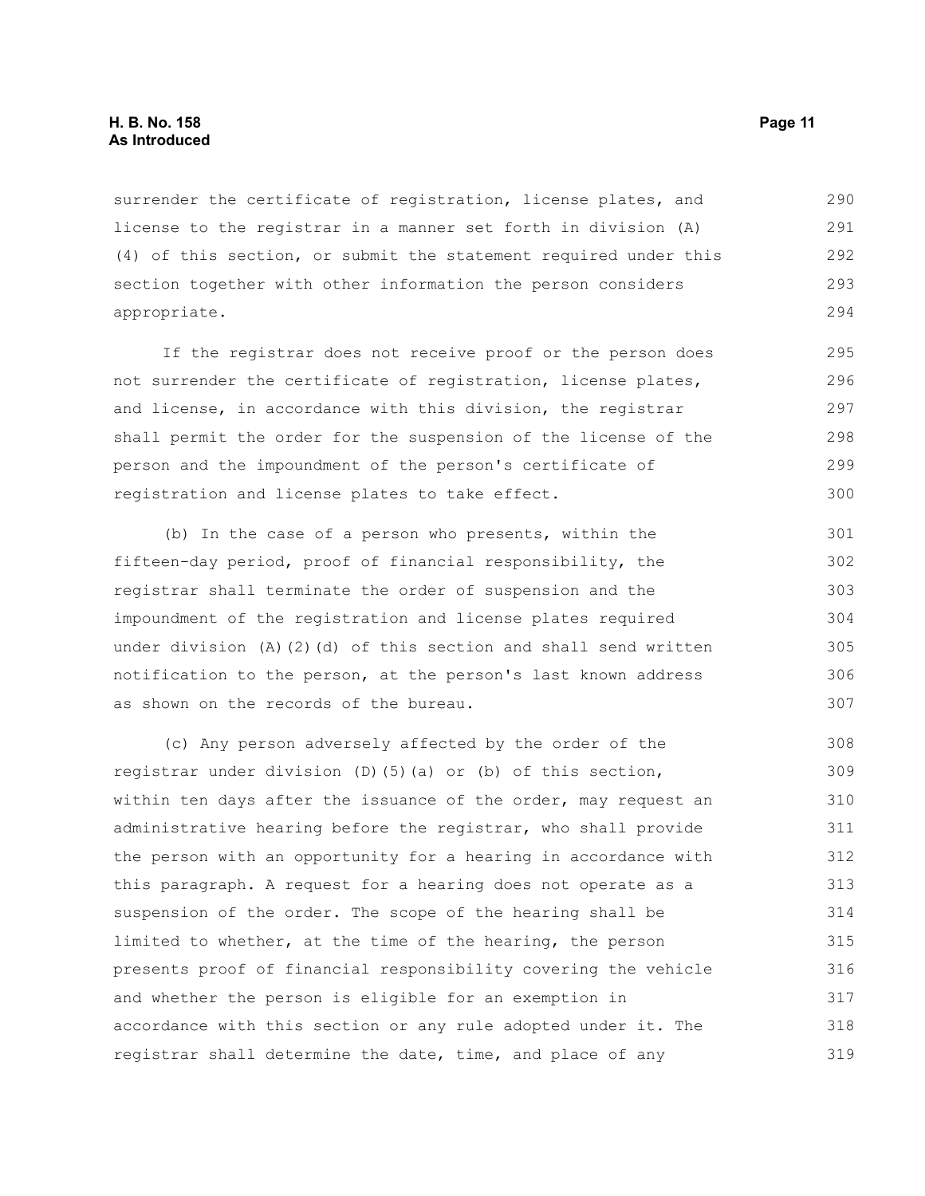surrender the certificate of registration, license plates, and license to the registrar in a manner set forth in division (A) (4) of this section, or submit the statement required under this section together with other information the person considers appropriate.

If the registrar does not receive proof or the person does not surrender the certificate of registration, license plates, and license, in accordance with this division, the registrar shall permit the order for the suspension of the license of the person and the impoundment of the person's certificate of registration and license plates to take effect.

(b) In the case of a person who presents, within the fifteen-day period, proof of financial responsibility, the registrar shall terminate the order of suspension and the impoundment of the registration and license plates required under division (A)(2)(d) of this section and shall send written notification to the person, at the person's last known address as shown on the records of the bureau.

(c) Any person adversely affected by the order of the registrar under division (D)(5)(a) or (b) of this section, within ten days after the issuance of the order, may request an administrative hearing before the registrar, who shall provide the person with an opportunity for a hearing in accordance with this paragraph. A request for a hearing does not operate as a suspension of the order. The scope of the hearing shall be limited to whether, at the time of the hearing, the person presents proof of financial responsibility covering the vehicle and whether the person is eligible for an exemption in accordance with this section or any rule adopted under it. The registrar shall determine the date, time, and place of any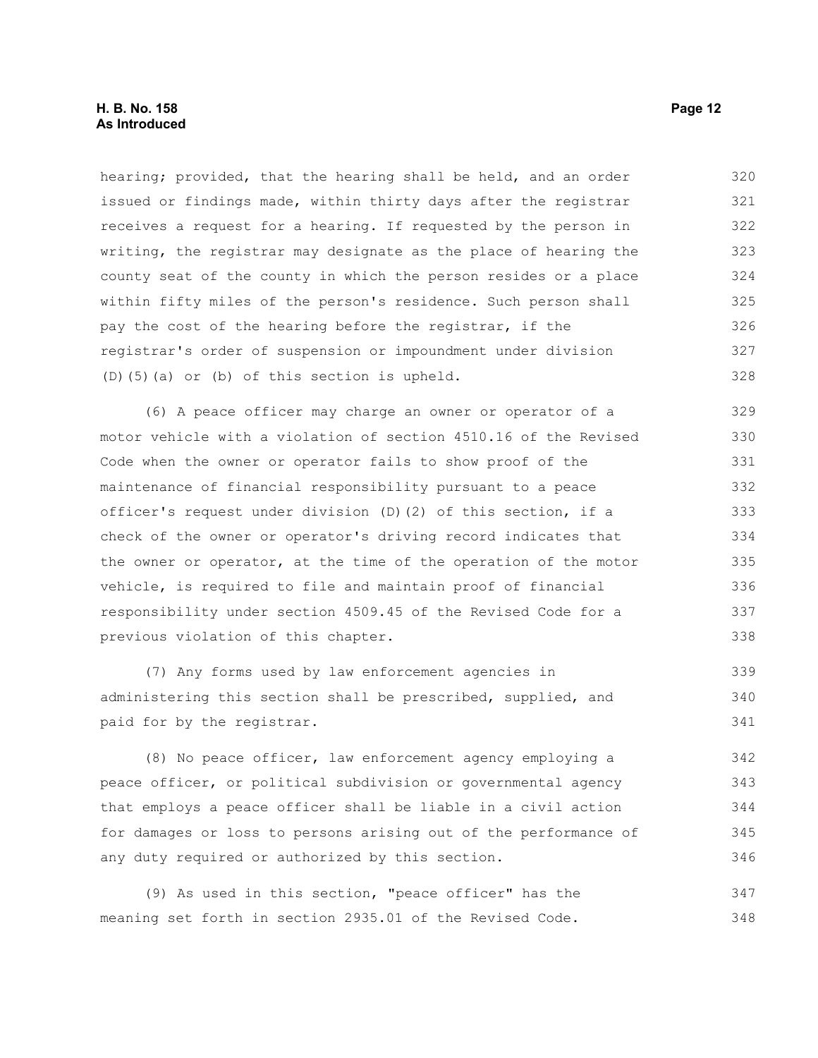hearing; provided, that the hearing shall be held, and an order issued or findings made, within thirty days after the registrar receives a request for a hearing. If requested by the person in writing, the registrar may designate as the place of hearing the county seat of the county in which the person resides or a place within fifty miles of the person's residence. Such person shall pay the cost of the hearing before the registrar, if the registrar's order of suspension or impoundment under division (D)(5)(a) or (b) of this section is upheld.

(6) A peace officer may charge an owner or operator of a motor vehicle with a violation of section 4510.16 of the Revised Code when the owner or operator fails to show proof of the maintenance of financial responsibility pursuant to a peace officer's request under division (D)(2) of this section, if a check of the owner or operator's driving record indicates that the owner or operator, at the time of the operation of the motor vehicle, is required to file and maintain proof of financial responsibility under section 4509.45 of the Revised Code for a previous violation of this chapter.

(7) Any forms used by law enforcement agencies in administering this section shall be prescribed, supplied, and paid for by the registrar.

(8) No peace officer, law enforcement agency employing a peace officer, or political subdivision or governmental agency that employs a peace officer shall be liable in a civil action for damages or loss to persons arising out of the performance of any duty required or authorized by this section.

(9) As used in this section, "peace officer" has the meaning set forth in section 2935.01 of the Revised Code.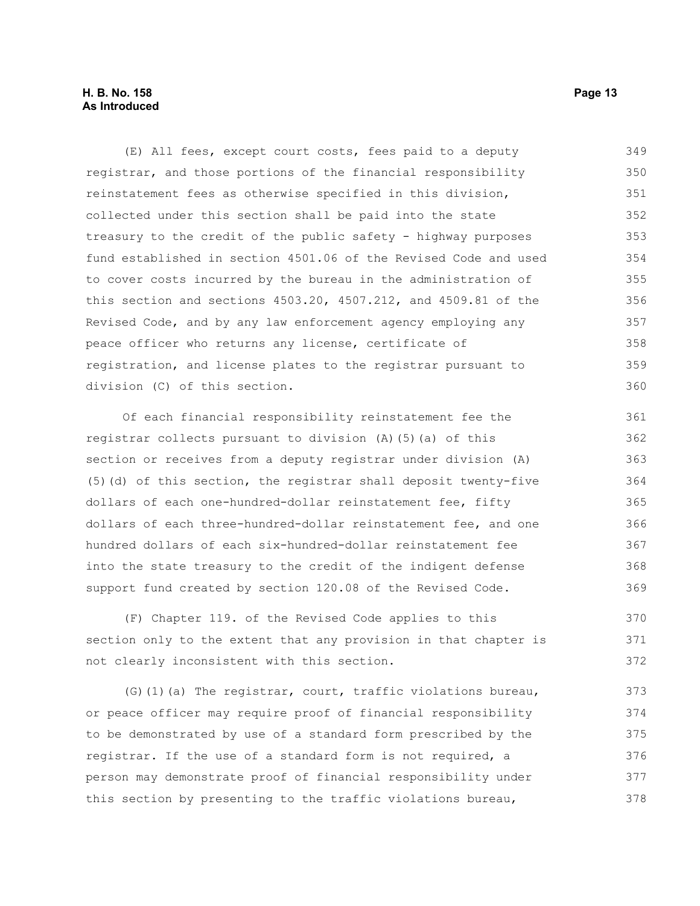(E) All fees, except court costs, fees paid to a deputy registrar, and those portions of the financial responsibility reinstatement fees as otherwise specified in this division, collected under this section shall be paid into the state treasury to the credit of the public safety - highway purposes fund established in section 4501.06 of the Revised Code and used to cover costs incurred by the bureau in the administration of this section and sections 4503.20, 4507.212, and 4509.81 of the Revised Code, and by any law enforcement agency employing any peace officer who returns any license, certificate of registration, and license plates to the registrar pursuant to division (C) of this section.

Of each financial responsibility reinstatement fee the registrar collects pursuant to division (A)(5)(a) of this section or receives from a deputy registrar under division (A)(5)(d) of this section, the registrar shall deposit twenty-five dollars of each one-hundred-dollar reinstatement fee, fifty dollars of each three-hundred-dollar reinstatement fee, and one hundred dollars of each six-hundred-dollar reinstatement fee into the state treasury to the credit of the indigent defense support fund created by section 120.08 of the Revised Code.

(F) Chapter 119. of the Revised Code applies to this section only to the extent that any provision in that chapter is not clearly inconsistent with this section.

(G)(1)(a) The registrar, court, traffic violations bureau, or peace officer may require proof of financial responsibility to be demonstrated by use of a standard form prescribed by the registrar. If the use of a standard form is not required, a person may demonstrate proof of financial responsibility under this section by presenting to the traffic violations bureau,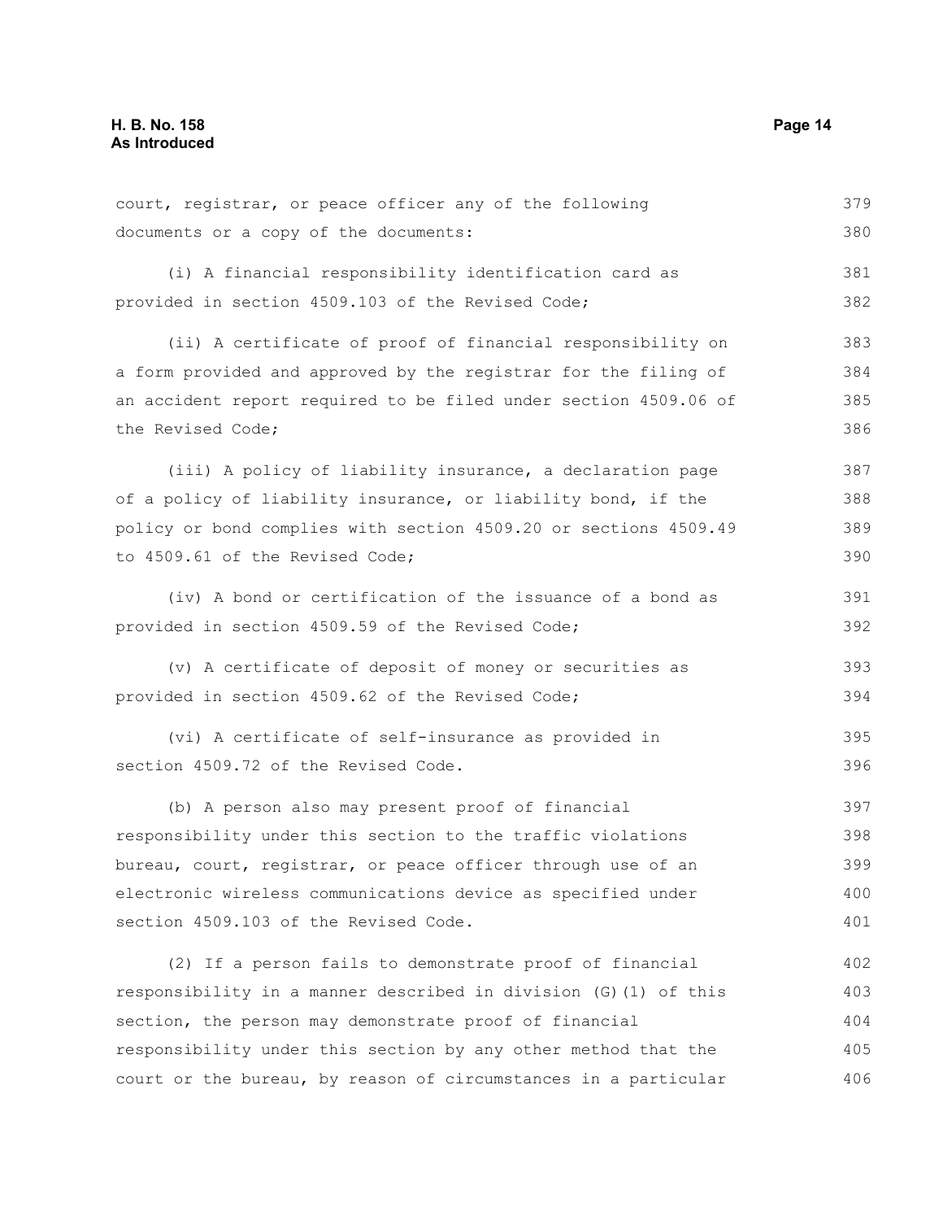court, registrar, or peace officer any of the following documents or a copy of the documents:

(i) A financial responsibility identification card as provided in section 4509.103 of the Revised Code;

(ii) A certificate of proof of financial responsibility on a form provided and approved by the registrar for the filing of an accident report required to be filed under section 4509.06 of the Revised Code;

(iii) A policy of liability insurance, a declaration page of a policy of liability insurance, or liability bond, if the policy or bond complies with section 4509.20 or sections 4509.49 to 4509.61 of the Revised Code;

(iv) A bond or certification of the issuance of a bond as provided in section 4509.59 of the Revised Code;

(v) A certificate of deposit of money or securities as provided in section 4509.62 of the Revised Code;

(vi) A certificate of self-insurance as provided in section 4509.72 of the Revised Code.

(b) A person also may present proof of financial responsibility under this section to the traffic violations bureau, court, registrar, or peace officer through use of an electronic wireless communications device as specified under section 4509.103 of the Revised Code.

(2) If a person fails to demonstrate proof of financial responsibility in a manner described in division (G)(1) of this section, the person may demonstrate proof of financial responsibility under this section by any other method that the court or the bureau, by reason of circumstances in a particular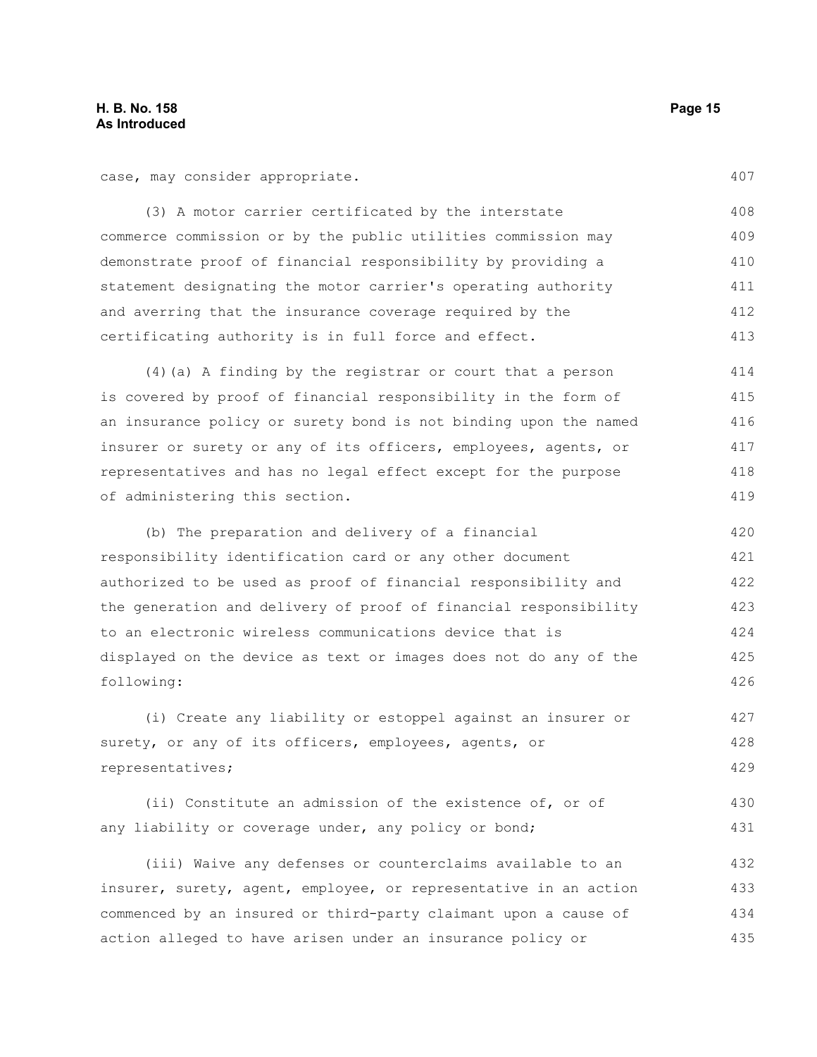case, may consider appropriate.

(3) A motor carrier certificated by the interstate commerce commission or by the public utilities commission may demonstrate proof of financial responsibility by providing a statement designating the motor carrier's operating authority and averring that the insurance coverage required by the certificating authority is in full force and effect.

(4)(a) A finding by the registrar or court that a person is covered by proof of financial responsibility in the form of an insurance policy or surety bond is not binding upon the named insurer or surety or any of its officers, employees, agents, or representatives and has no legal effect except for the purpose of administering this section.

(b) The preparation and delivery of a financial responsibility identification card or any other document authorized to be used as proof of financial responsibility and the generation and delivery of proof of financial responsibility to an electronic wireless communications device that is displayed on the device as text or images does not do any of the following:

(i) Create any liability or estoppel against an insurer or surety, or any of its officers, employees, agents, or representatives;

(ii) Constitute an admission of the existence of, or of any liability or coverage under, any policy or bond;

(iii) Waive any defenses or counterclaims available to an insurer, surety, agent, employee, or representative in an action commenced by an insured or third-party claimant upon a cause of action alleged to have arisen under an insurance policy or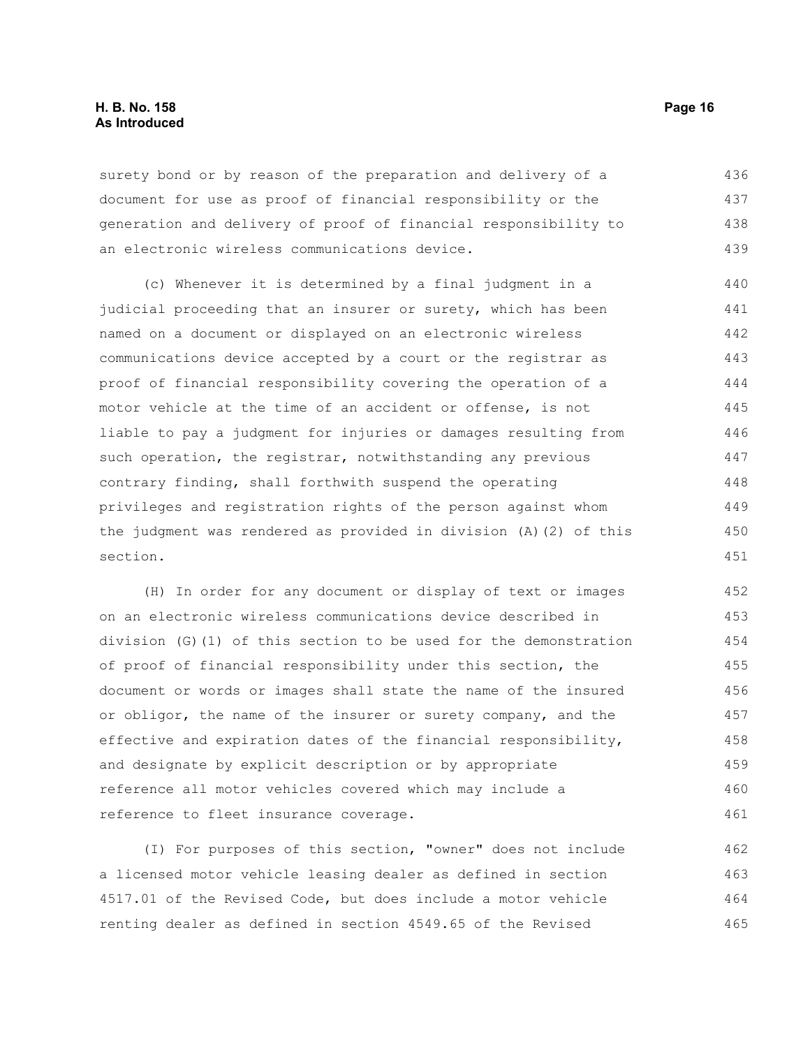surety bond or by reason of the preparation and delivery of a document for use as proof of financial responsibility or the generation and delivery of proof of financial responsibility to an electronic wireless communications device.

(c) Whenever it is determined by a final judgment in a judicial proceeding that an insurer or surety, which has been named on a document or displayed on an electronic wireless communications device accepted by a court or the registrar as proof of financial responsibility covering the operation of a motor vehicle at the time of an accident or offense, is not liable to pay a judgment for injuries or damages resulting from such operation, the registrar, notwithstanding any previous contrary finding, shall forthwith suspend the operating privileges and registration rights of the person against whom the judgment was rendered as provided in division (A)(2) of this section.

(H) In order for any document or display of text or images on an electronic wireless communications device described in division (G)(1) of this section to be used for the demonstration of proof of financial responsibility under this section, the document or words or images shall state the name of the insured or obligor, the name of the insurer or surety company, and the effective and expiration dates of the financial responsibility, and designate by explicit description or by appropriate reference all motor vehicles covered which may include a reference to fleet insurance coverage.

(I) For purposes of this section, "owner" does not include a licensed motor vehicle leasing dealer as defined in section 4517.01 of the Revised Code, but does include a motor vehicle renting dealer as defined in section 4549.65 of the Revised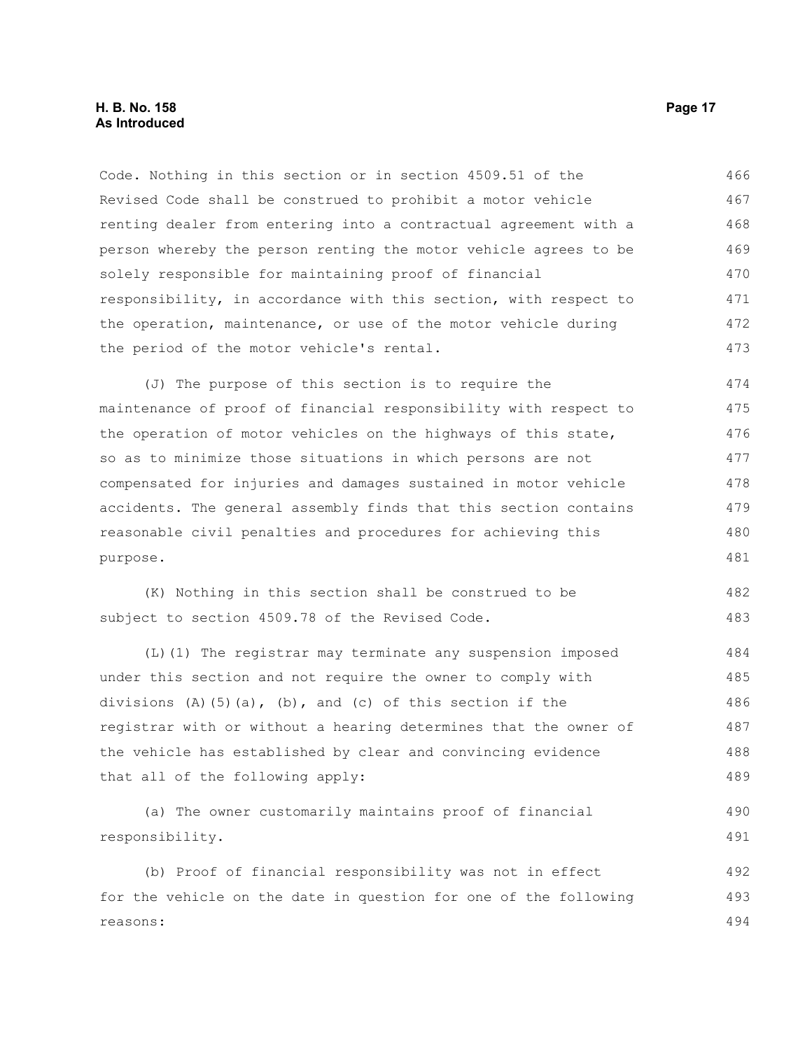Code. Nothing in this section or in section 4509.51 of the Revised Code shall be construed to prohibit a motor vehicle renting dealer from entering into a contractual agreement with a person whereby the person renting the motor vehicle agrees to be solely responsible for maintaining proof of financial responsibility, in accordance with this section, with respect to the operation, maintenance, or use of the motor vehicle during the period of the motor vehicle's rental.

(J) The purpose of this section is to require the maintenance of proof of financial responsibility with respect to the operation of motor vehicles on the highways of this state, so as to minimize those situations in which persons are not compensated for injuries and damages sustained in motor vehicle accidents. The general assembly finds that this section contains reasonable civil penalties and procedures for achieving this purpose.

(K) Nothing in this section shall be construed to be subject to section 4509.78 of the Revised Code.

(L)(1) The registrar may terminate any suspension imposed under this section and not require the owner to comply with divisions (A)(5)(a), (b), and (c) of this section if the registrar with or without a hearing determines that the owner of the vehicle has established by clear and convincing evidence that all of the following apply:

(a) The owner customarily maintains proof of financial responsibility.

(b) Proof of financial responsibility was not in effect for the vehicle on the date in question for one of the following reasons: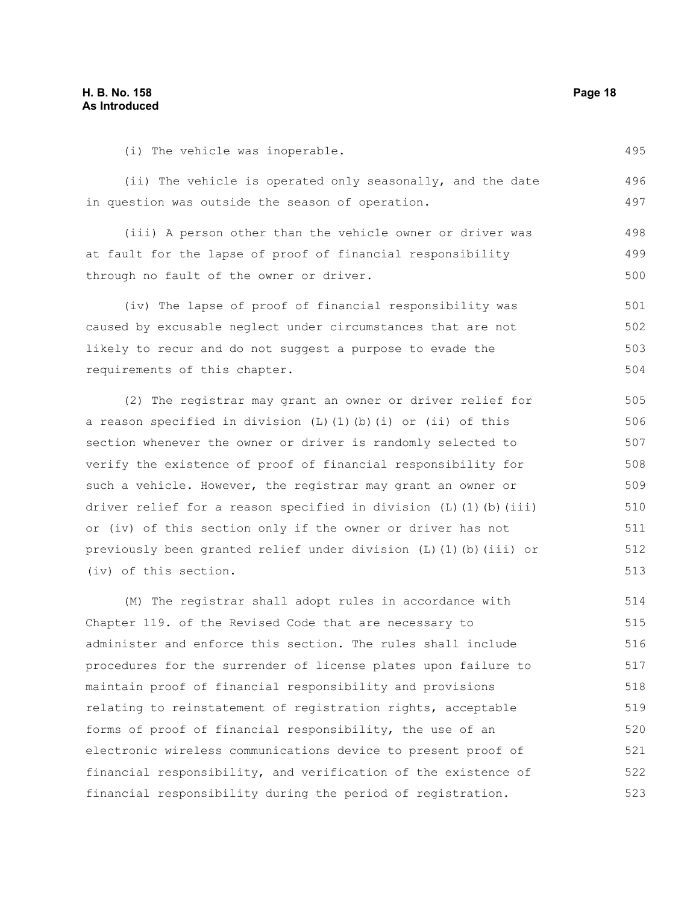(i) The vehicle was inoperable.

(ii) The vehicle is operated only seasonally, and the date in question was outside the season of operation.

(iii) A person other than the vehicle owner or driver was at fault for the lapse of proof of financial responsibility through no fault of the owner or driver.

(iv) The lapse of proof of financial responsibility was caused by excusable neglect under circumstances that are not likely to recur and do not suggest a purpose to evade the requirements of this chapter.

(2) The registrar may grant an owner or driver relief for a reason specified in division (L)(1)(b)(i) or (ii) of this section whenever the owner or driver is randomly selected to verify the existence of proof of financial responsibility for such a vehicle. However, the registrar may grant an owner or driver relief for a reason specified in division (L)(1)(b)(iii) or (iv) of this section only if the owner or driver has not previously been granted relief under division (L)(1)(b)(iii) or (iv) of this section.

(M) The registrar shall adopt rules in accordance with Chapter 119. of the Revised Code that are necessary to administer and enforce this section. The rules shall include procedures for the surrender of license plates upon failure to maintain proof of financial responsibility and provisions relating to reinstatement of registration rights, acceptable forms of proof of financial responsibility, the use of an electronic wireless communications device to present proof of financial responsibility, and verification of the existence of financial responsibility during the period of registration.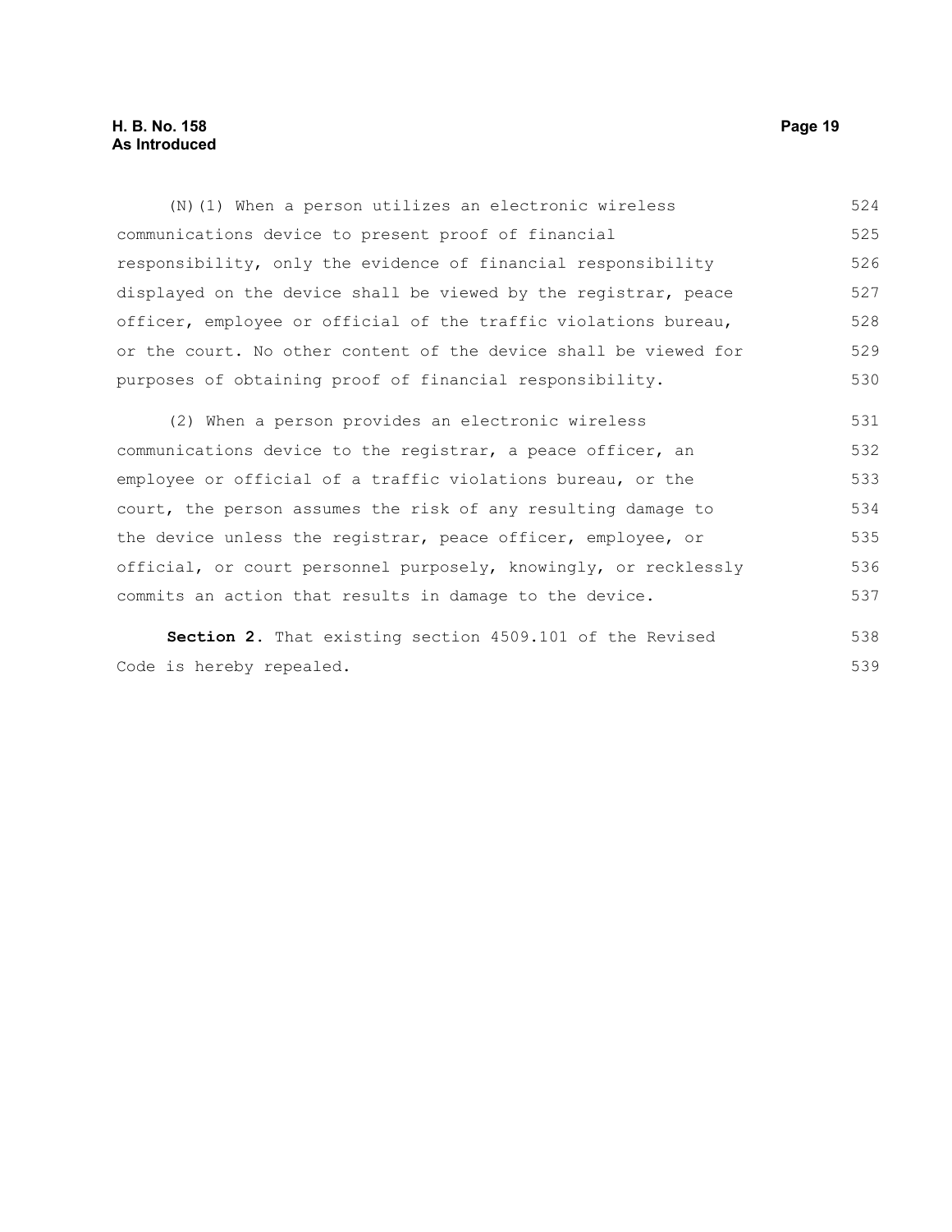(N)(1) When a person utilizes an electronic wireless communications device to present proof of financial responsibility, only the evidence of financial responsibility displayed on the device shall be viewed by the registrar, peace officer, employee or official of the traffic violations bureau, or the court. No other content of the device shall be viewed for purposes of obtaining proof of financial responsibility.

(2) When a person provides an electronic wireless communications device to the registrar, a peace officer, an employee or official of a traffic violations bureau, or the court, the person assumes the risk of any resulting damage to the device unless the registrar, peace officer, employee, or official, or court personnel purposely, knowingly, or recklessly commits an action that results in damage to the device.

**Section 2.** That existing section 4509.101 of the Revised Code is hereby repealed.